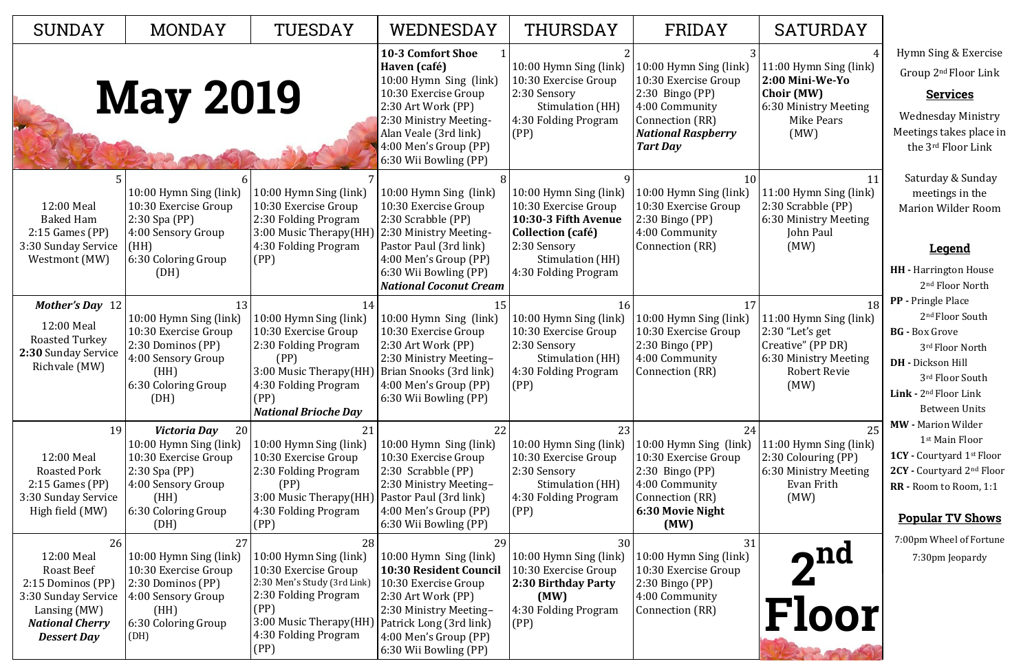# May 2019

| SUNDAY | MONDAY | TUESDAY | WEDNESDAY | THURSDAY | FRIDAY | SATURDAY |
|---|---|---|---|---|---|---|
| | | | 1<br>**10-3 Comfort Shoe Haven (café)**<br>10:00 Hymn Sing (link)<br>10:30 Exercise Group<br>2:30 Art Work (PP)<br>2:30 Ministry Meeting- Alan Veale (3rd link)<br>4:00 Men's Group (PP)<br>6:30 Wii Bowling (PP) | 2<br>10:00 Hymn Sing (link)<br>10:30 Exercise Group<br>2:30 Sensory Stimulation (HH)<br>4:30 Folding Program (PP) | 3<br>10:00 Hymn Sing (link)<br>10:30 Exercise Group<br>2:30 Bingo (PP)<br>4:00 Community Connection (RR)<br>***National Raspberry Tart Day*** | 4<br>11:00 Hymn Sing (link)<br>**2:00 Mini-We-Yo Choir (MW)**<br>6:30 Ministry Meeting Mike Pears (MW) |
| 5<br>12:00 Meal<br>Baked Ham<br>2:15 Games (PP)<br>3:30 Sunday Service Westmont (MW) | 6<br>10:00 Hymn Sing (link)<br>10:30 Exercise Group<br>2:30 Spa (PP)<br>4:00 Sensory Group (HH)<br>6:30 Coloring Group (DH) | 7<br>10:00 Hymn Sing (link)<br>10:30 Exercise Group<br>2:30 Folding Program<br>3:00 Music Therapy(HH)<br>4:30 Folding Program (PP) | 8<br>10:00 Hymn Sing (link)<br>10:30 Exercise Group<br>2:30 Scrabble (PP)<br>2:30 Ministry Meeting- Pastor Paul (3rd link)<br>4:00 Men's Group (PP)<br>6:30 Wii Bowling (PP)<br>***National Coconut Cream*** | 9<br>10:00 Hymn Sing (link)<br>10:30 Exercise Group<br>**10:30-3 Fifth Avenue Collection (café)**<br>2:30 Sensory Stimulation (HH)<br>4:30 Folding Program | 10<br>10:00 Hymn Sing (link)<br>10:30 Exercise Group<br>2:30 Bingo (PP)<br>4:00 Community Connection (RR) | 11<br>11:00 Hymn Sing (link)<br>2:30 Scrabble (PP)<br>6:30 Ministry Meeting John Paul (MW) |
| ***Mother's Day*** 12<br>12:00 Meal<br>Roasted Turkey<br>**2:30** Sunday Service Richvale (MW) | 13<br>10:00 Hymn Sing (link)<br>10:30 Exercise Group<br>2:30 Dominos (PP)<br>4:00 Sensory Group (HH)<br>6:30 Coloring Group (DH) | 14<br>10:00 Hymn Sing (link)<br>10:30 Exercise Group<br>2:30 Folding Program (PP)<br>3:00 Music Therapy(HH)<br>4:30 Folding Program (PP)<br>***National Brioche Day*** | 15<br>10:00 Hymn Sing (link)<br>10:30 Exercise Group<br>2:30 Art Work (PP)<br>2:30 Ministry Meeting– Brian Snooks (3rd link)<br>4:00 Men's Group (PP)<br>6:30 Wii Bowling (PP) | 16<br>10:00 Hymn Sing (link)<br>10:30 Exercise Group<br>2:30 Sensory Stimulation (HH)<br>4:30 Folding Program (PP) | 17<br>10:00 Hymn Sing (link)<br>10:30 Exercise Group<br>2:30 Bingo (PP)<br>4:00 Community Connection (RR) | 18<br>11:00 Hymn Sing (link)<br>2:30 "Let's get Creative" (PP DR)<br>6:30 Ministry Meeting Robert Revie (MW) |
| 19<br>12:00 Meal<br>Roasted Pork<br>2:15 Games (PP)<br>3:30 Sunday Service High field (MW) | ***Victoria Day*** 20<br>10:00 Hymn Sing (link)<br>10:30 Exercise Group<br>2:30 Spa (PP)<br>4:00 Sensory Group (HH)<br>6:30 Coloring Group (DH) | 21<br>10:00 Hymn Sing (link)<br>10:30 Exercise Group<br>2:30 Folding Program (PP)<br>3:00 Music Therapy(HH)<br>4:30 Folding Program (PP) | 22<br>10:00 Hymn Sing (link)<br>10:30 Exercise Group<br>2:30 Scrabble (PP)<br>2:30 Ministry Meeting– Pastor Paul (3rd link)<br>4:00 Men's Group (PP)<br>6:30 Wii Bowling (PP) | 23<br>10:00 Hymn Sing (link)<br>10:30 Exercise Group<br>2:30 Sensory Stimulation (HH)<br>4:30 Folding Program (PP) | 24<br>10:00 Hymn Sing (link)<br>10:30 Exercise Group<br>2:30 Bingo (PP)<br>4:00 Community Connection (RR)<br>**6:30 Movie Night (MW)** | 25<br>11:00 Hymn Sing (link)<br>2:30 Colouring (PP)<br>6:30 Ministry Meeting Evan Frith (MW) |
| 26<br>12:00 Meal<br>Roast Beef<br>2:15 Dominos (PP)<br>3:30 Sunday Service Lansing (MW)<br>***National Cherry Dessert Day*** | 27<br>10:00 Hymn Sing (link)<br>10:30 Exercise Group<br>2:30 Dominos (PP)<br>4:00 Sensory Group (HH)<br>6:30 Coloring Group (DH) | 28<br>10:00 Hymn Sing (link)<br>10:30 Exercise Group<br>2:30 Men's Study (3rd Link)<br>2:30 Folding Program (PP)<br>3:00 Music Therapy(HH)<br>4:30 Folding Program (PP) | 29<br>10:00 Hymn Sing (link)<br>**10:30 Resident Council**<br>10:30 Exercise Group<br>2:30 Art Work (PP)<br>2:30 Ministry Meeting– Patrick Long (3rd link)<br>4:00 Men's Group (PP)<br>6:30 Wii Bowling (PP) | 30<br>10:00 Hymn Sing (link)<br>10:30 Exercise Group<br>**2:30 Birthday Party (MW)**<br>4:30 Folding Program (PP) | 31<br>10:00 Hymn Sing (link)<br>10:30 Exercise Group<br>2:30 Bingo (PP)<br>4:00 Community Connection (RR) | **2nd Floor** |

Hymn Sing & Exercise Group 2nd Floor Link

## Services

Wednesday Ministry Meetings takes place in the 3rd Floor Link

Saturday & Sunday meetings in the Marion Wilder Room

## Legend

- **HH -** Harrington House 2nd Floor North
- **PP -** Pringle Place 2nd Floor South
- **BG -** Box Grove 3rd Floor North
- **DH -** Dickson Hill 3rd Floor South
- **Link -** 2nd Floor Link Between Units
- **MW -** Marion Wilder 1st Main Floor
- **1CY -** Courtyard 1st Floor
- **2CY -** Courtyard 2nd Floor
- **RR -** Room to Room, 1:1

## Popular TV Shows

7:00pm Wheel of Fortune

7:30pm Jeopardy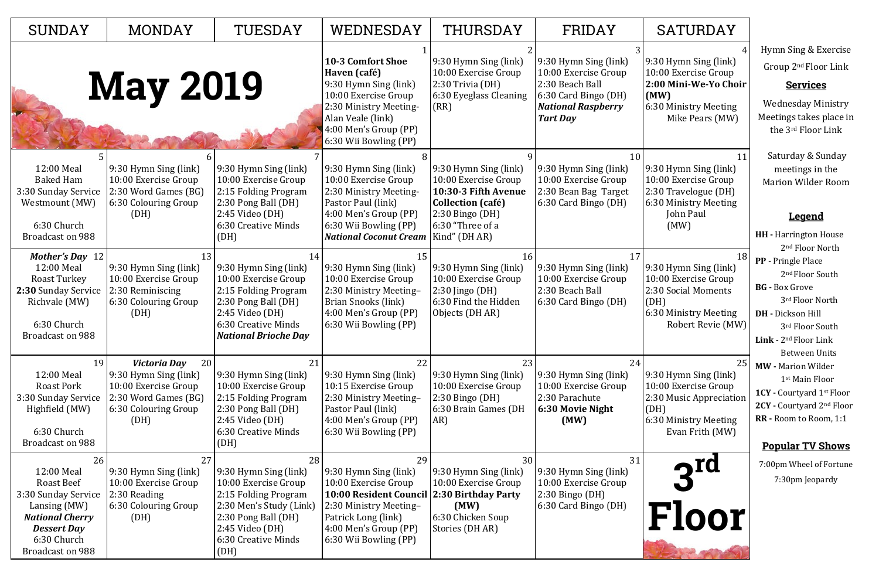# May 2019

| SUNDAY | MONDAY | TUESDAY | WEDNESDAY | THURSDAY | FRIDAY | SATURDAY |
|---|---|---|---|---|---|---|
| | | | 1<br>**10-3 Comfort Shoe Haven (café)**<br>9:30 Hymn Sing (link)<br>10:00 Exercise Group<br>2:30 Ministry Meeting- Alan Veale (link)<br>4:00 Men's Group (PP)<br>6:30 Wii Bowling (PP) | 2<br>9:30 Hymn Sing (link)<br>10:00 Exercise Group<br>2:30 Trivia (DH)<br>6:30 Eyeglass Cleaning (RR) | 3<br>9:30 Hymn Sing (link)<br>10:00 Exercise Group<br>2:30 Beach Ball<br>6:30 Card Bingo (DH)<br>***National Raspberry Tart Day*** | 4<br>9:30 Hymn Sing (link)<br>10:00 Exercise Group<br>**2:00 Mini-We-Yo Choir (MW)**<br>6:30 Ministry Meeting Mike Pears (MW) |
| 5<br>12:00 Meal<br>Baked Ham<br>3:30 Sunday Service Westmount (MW)<br>6:30 Church Broadcast on 988 | 6<br>9:30 Hymn Sing (link)<br>10:00 Exercise Group<br>2:30 Word Games (BG)<br>6:30 Colouring Group (DH) | 7<br>9:30 Hymn Sing (link)<br>10:00 Exercise Group<br>2:15 Folding Program<br>2:30 Pong Ball (DH)<br>2:45 Video (DH)<br>6:30 Creative Minds (DH) | 8<br>9:30 Hymn Sing (link)<br>10:00 Exercise Group<br>2:30 Ministry Meeting- Pastor Paul (link)<br>4:00 Men's Group (PP)<br>6:30 Wii Bowling (PP)<br>***National Coconut Cream*** | 9<br>9:30 Hymn Sing (link)<br>10:00 Exercise Group<br>**10:30-3 Fifth Avenue Collection (café)**<br>2:30 Bingo (DH)<br>6:30 "Three of a Kind" (DH AR) | 10<br>9:30 Hymn Sing (link)<br>10:00 Exercise Group<br>2:30 Bean Bag Target<br>6:30 Card Bingo (DH) | 11<br>9:30 Hymn Sing (link)<br>10:00 Exercise Group<br>2:30 Travelogue (DH)<br>6:30 Ministry Meeting John Paul (MW) |
| ***Mother's Day*** 12<br>12:00 Meal<br>Roast Turkey<br>**2:30** Sunday Service Richvale (MW)<br>6:30 Church Broadcast on 988 | 13<br>9:30 Hymn Sing (link)<br>10:00 Exercise Group<br>2:30 Reminiscing<br>6:30 Colouring Group (DH) | 14<br>9:30 Hymn Sing (link)<br>10:00 Exercise Group<br>2:15 Folding Program<br>2:30 Pong Ball (DH)<br>2:45 Video (DH)<br>6:30 Creative Minds<br>***National Brioche Day*** | 15<br>9:30 Hymn Sing (link)<br>10:00 Exercise Group<br>2:30 Ministry Meeting– Brian Snooks (link)<br>4:00 Men's Group (PP)<br>6:30 Wii Bowling (PP) | 16<br>9:30 Hymn Sing (link)<br>10:00 Exercise Group<br>2:30 Jingo (DH)<br>6:30 Find the Hidden Objects (DH AR) | 17<br>9:30 Hymn Sing (link)<br>10:00 Exercise Group<br>2:30 Beach Ball<br>6:30 Card Bingo (DH) | 18<br>9:30 Hymn Sing (link)<br>10:00 Exercise Group<br>2:30 Social Moments (DH)<br>6:30 Ministry Meeting Robert Revie (MW) |
| 19<br>12:00 Meal<br>Roast Pork<br>3:30 Sunday Service Highfield (MW)<br>6:30 Church Broadcast on 988 | ***Victoria Day*** 20<br>9:30 Hymn Sing (link)<br>10:00 Exercise Group<br>2:30 Word Games (BG)<br>6:30 Colouring Group (DH) | 21<br>9:30 Hymn Sing (link)<br>10:00 Exercise Group<br>2:15 Folding Program<br>2:30 Pong Ball (DH)<br>2:45 Video (DH)<br>6:30 Creative Minds (DH) | 22<br>9:30 Hymn Sing (link)<br>10:15 Exercise Group<br>2:30 Ministry Meeting– Pastor Paul (link)<br>4:00 Men's Group (PP)<br>6:30 Wii Bowling (PP) | 23<br>9:30 Hymn Sing (link)<br>10:00 Exercise Group<br>2:30 Bingo (DH)<br>6:30 Brain Games (DH AR) | 24<br>9:30 Hymn Sing (link)<br>10:00 Exercise Group<br>2:30 Parachute<br>**6:30 Movie Night (MW)** | 25<br>9:30 Hymn Sing (link)<br>10:00 Exercise Group<br>2:30 Music Appreciation (DH)<br>6:30 Ministry Meeting Evan Frith (MW) |
| 26<br>12:00 Meal<br>Roast Beef<br>3:30 Sunday Service Lansing (MW)<br>***National Cherry Dessert Day***<br>6:30 Church Broadcast on 988 | 27<br>9:30 Hymn Sing (link)<br>10:00 Exercise Group<br>2:30 Reading<br>6:30 Colouring Group (DH) | 28<br>9:30 Hymn Sing (link)<br>10:00 Exercise Group<br>2:15 Folding Program<br>2:30 Men's Study (Link)<br>2:30 Pong Ball (DH)<br>2:45 Video (DH)<br>6:30 Creative Minds (DH) | 29<br>9:30 Hymn Sing (link)<br>10:00 Exercise Group<br>**10:00 Resident Council**<br>2:30 Ministry Meeting– Patrick Long (link)<br>4:00 Men's Group (PP)<br>6:30 Wii Bowling (PP) | 30<br>9:30 Hymn Sing (link)<br>10:00 Exercise Group<br>**2:30 Birthday Party (MW)**<br>6:30 Chicken Soup Stories (DH AR) | 31<br>9:30 Hymn Sing (link)<br>10:00 Exercise Group<br>2:30 Bingo (DH)<br>6:30 Card Bingo (DH) | **3rd Floor** |

Hymn Sing & Exercise Group 2nd Floor Link

**Services**

Wednesday Ministry Meetings takes place in the 3rd Floor Link

Saturday & Sunday meetings in the Marion Wilder Room

**Legend**

**HH -** Harrington House 2nd Floor North
**PP -** Pringle Place 2nd Floor South
**BG -** Box Grove 3rd Floor North
**DH -** Dickson Hill 3rd Floor South
**Link -** 2nd Floor Link Between Units
**MW -** Marion Wilder 1st Main Floor
**1CY -** Courtyard 1st Floor
**2CY -** Courtyard 2nd Floor
**RR -** Room to Room, 1:1

**Popular TV Shows**

7:00pm Wheel of Fortune
7:30pm Jeopardy